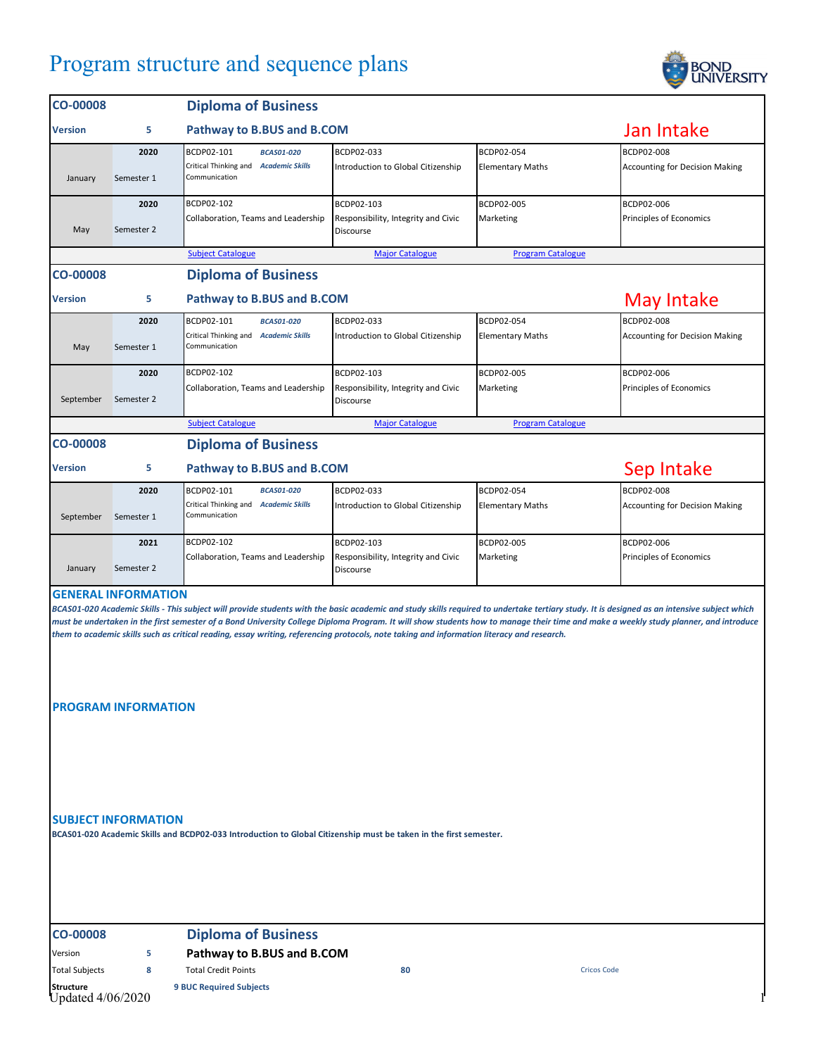# Program structure and sequence plans

## CO-00008 — Diplomа of Business

**Version** 5 — **Pathway to B.BUS and B.COM** — **Jan Intake**

| | | | | | |
|---|---|---|---|---|---|
| January | 2020 Semester 1 | BCDP02-101 Critical Thinking and Communication / *BCAS01-020 Academic Skills* | BCDP02-033 Introduction to Global Citizenship | BCDP02-054 Elementary Maths | BCDP02-008 Accounting for Decision Making |
| May | 2020 Semester 2 | BCDP02-102 Collaboration, Teams and Leadership | BCDP02-103 Responsibility, Integrity and Civic Discourse | BCDP02-005 Marketing | BCDP02-006 Principles of Economics |

Subject Catalogue | Major Catalogue | Program Catalogue

## CO-00008 — Diploma of Business

**Version** 5 — **Pathway to B.BUS and B.COM** — **May Intake**

| | | | | | |
|---|---|---|---|---|---|
| May | 2020 Semester 1 | BCDP02-101 Critical Thinking and Communication / *BCAS01-020 Academic Skills* | BCDP02-033 Introduction to Global Citizenship | BCDP02-054 Elementary Maths | BCDP02-008 Accounting for Decision Making |
| September | 2020 Semester 2 | BCDP02-102 Collaboration, Teams and Leadership | BCDP02-103 Responsibility, Integrity and Civic Discourse | BCDP02-005 Marketing | BCDP02-006 Principles of Economics |

Subject Catalogue | Major Catalogue | Program Catalogue

## CO-00008 — Diploma of Business

**Version** 5 — **Pathway to B.BUS and B.COM** — **Sep Intake**

| | | | | | |
|---|---|---|---|---|---|
| September | 2020 Semester 1 | BCDP02-101 Critical Thinking and Communication / *BCAS01-020 Academic Skills* | BCDP02-033 Introduction to Global Citizenship | BCDP02-054 Elementary Maths | BCDP02-008 Accounting for Decision Making |
| January | 2021 Semester 2 | BCDP02-102 Collaboration, Teams and Leadership | BCDP02-103 Responsibility, Integrity and Civic Discourse | BCDP02-005 Marketing | BCDP02-006 Principles of Economics |

### GENERAL INFORMATION

***BCAS01-020 Academic Skills - This subject will provide students with the basic academic and study skills required to undertake tertiary study. It is designed as an intensive subject which must be undertaken in the first semester of a Bond University College Diploma Program. It will show students how to manage their time and make a weekly study planner, and introduce them to academic skills such as critical reading, essay writing, referencing protocols, note taking and information literacy and research.***

### PROGRAM INFORMATION

### SUBJECT INFORMATION

**BCAS01-020 Academic Skills and BCDP02-033 Introduction to Global Citizenship must be taken in the first semester.**

## CO-00008 — Diploma of Business

| | | | | |
|---|---|---|---|---|
| Version | 5 | **Pathway to B.BUS and B.COM** | | |
| Total Subjects | 8 | Total Credit Points | 80 | Cricos Code |
| **Structure** | **9 BUC Required Subjects** | | | |

Updated 4/06/2020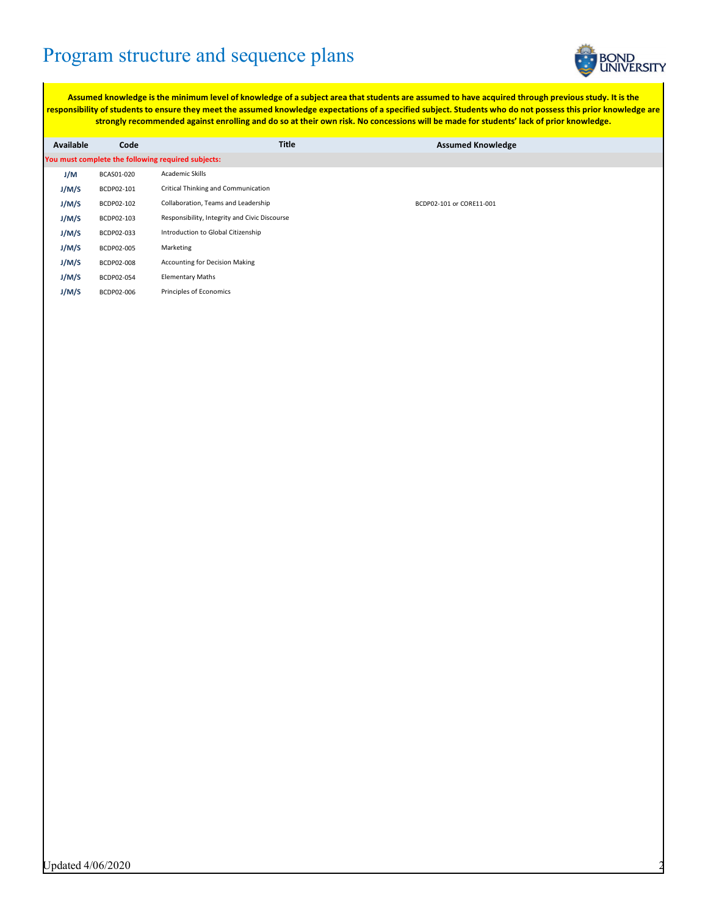# Program structure and sequence plans

**Assumed knowledge is the minimum level of knowledge of a subject area that students are assumed to have acquired through previous study. It is the responsibility of students to ensure they meet the assumed knowledge expectations of a specified subject. Students who do not possess this prior knowledge are strongly recommended against enrolling and do so at their own risk. No concessions will be made for students' lack of prior knowledge.**

| Available | Code | Title | Assumed Knowledge |
|---|---|---|---|
| **You must complete the following required subjects:** | | | |
| J/M | BCAS01-020 | Academic Skills | |
| J/M/S | BCDP02-101 | Critical Thinking and Communication | |
| J/M/S | BCDP02-102 | Collaboration, Teams and Leadership | BCDP02-101 or CORE11-001 |
| J/M/S | BCDP02-103 | Responsibility, Integrity and Civic Discourse | |
| J/M/S | BCDP02-033 | Introduction to Global Citizenship | |
| J/M/S | BCDP02-005 | Marketing | |
| J/M/S | BCDP02-008 | Accounting for Decision Making | |
| J/M/S | BCDP02-054 | Elementary Maths | |
| J/M/S | BCDP02-006 | Principles of Economics | |

Updated 4/06/2020